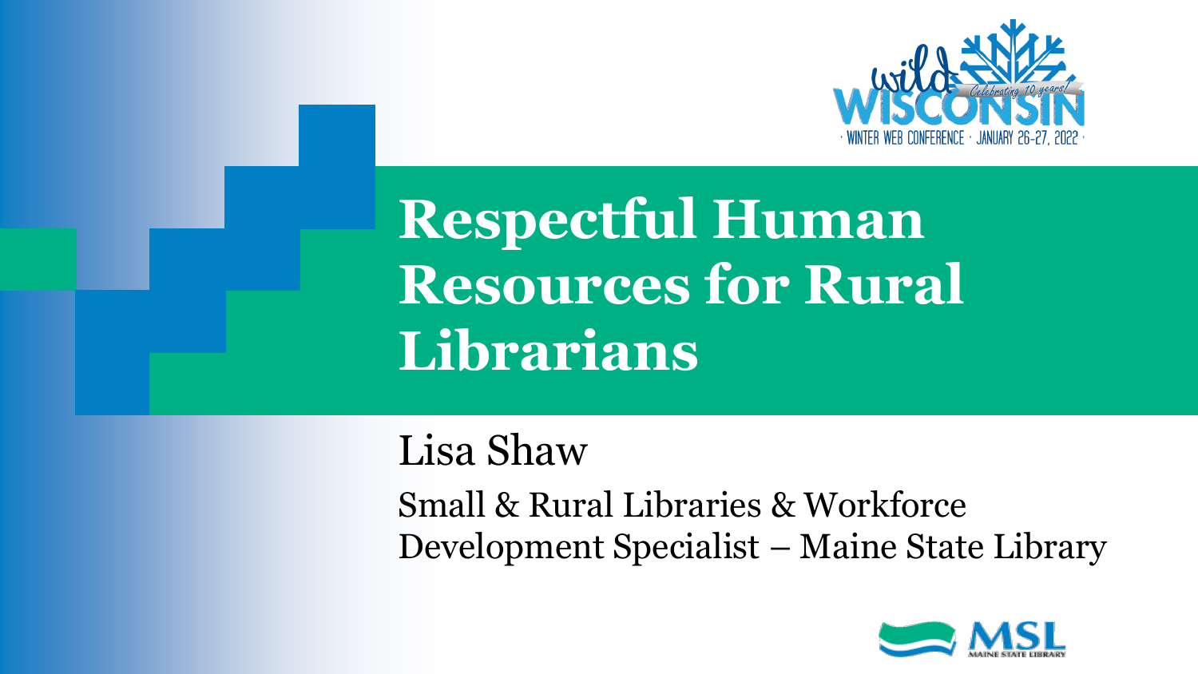Wild Wisconsin — Celebrating 10 years! — Winter Web Conference · January 26-27, 2022

# Respectful Human Resources for Rural Librarians

Lisa Shaw

Small & Rural Libraries & Workforce Development Specialist – Maine State Library

MSL Maine State Library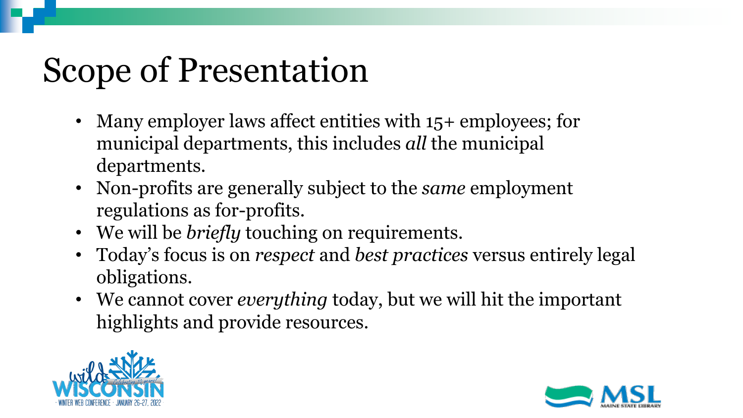# Scope of Presentation

- Many employer laws affect entities with 15+ employees; for municipal departments, this includes *all* the municipal departments.
- Non-profits are generally subject to the *same* employment regulations as for-profits.
- We will be *briefly* touching on requirements.
- Today's focus is on *respect* and *best practices* versus entirely legal obligations.
- We cannot cover *everything* today, but we will hit the important highlights and provide resources.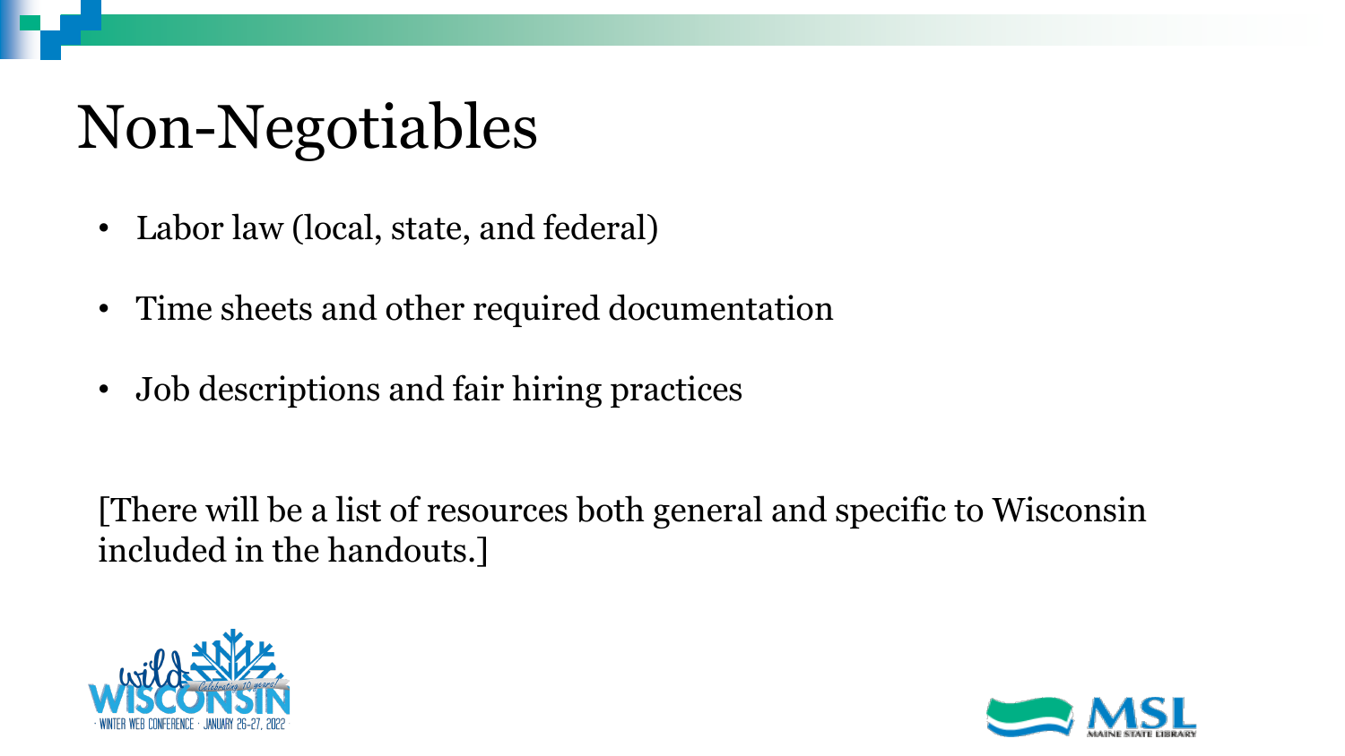# Non-Negotiables

- Labor law (local, state, and federal)
- Time sheets and other required documentation
- Job descriptions and fair hiring practices

[There will be a list of resources both general and specific to Wisconsin included in the handouts.]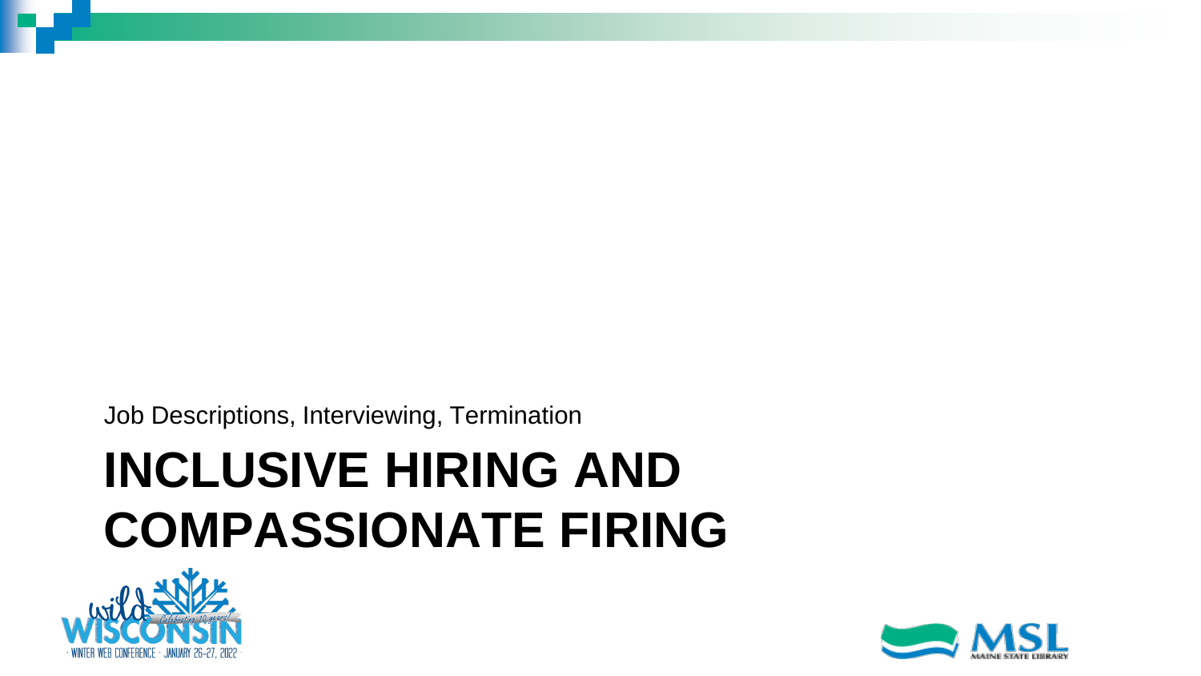Job Descriptions, Interviewing, Termination

# INCLUSIVE HIRING AND COMPASSIONATE FIRING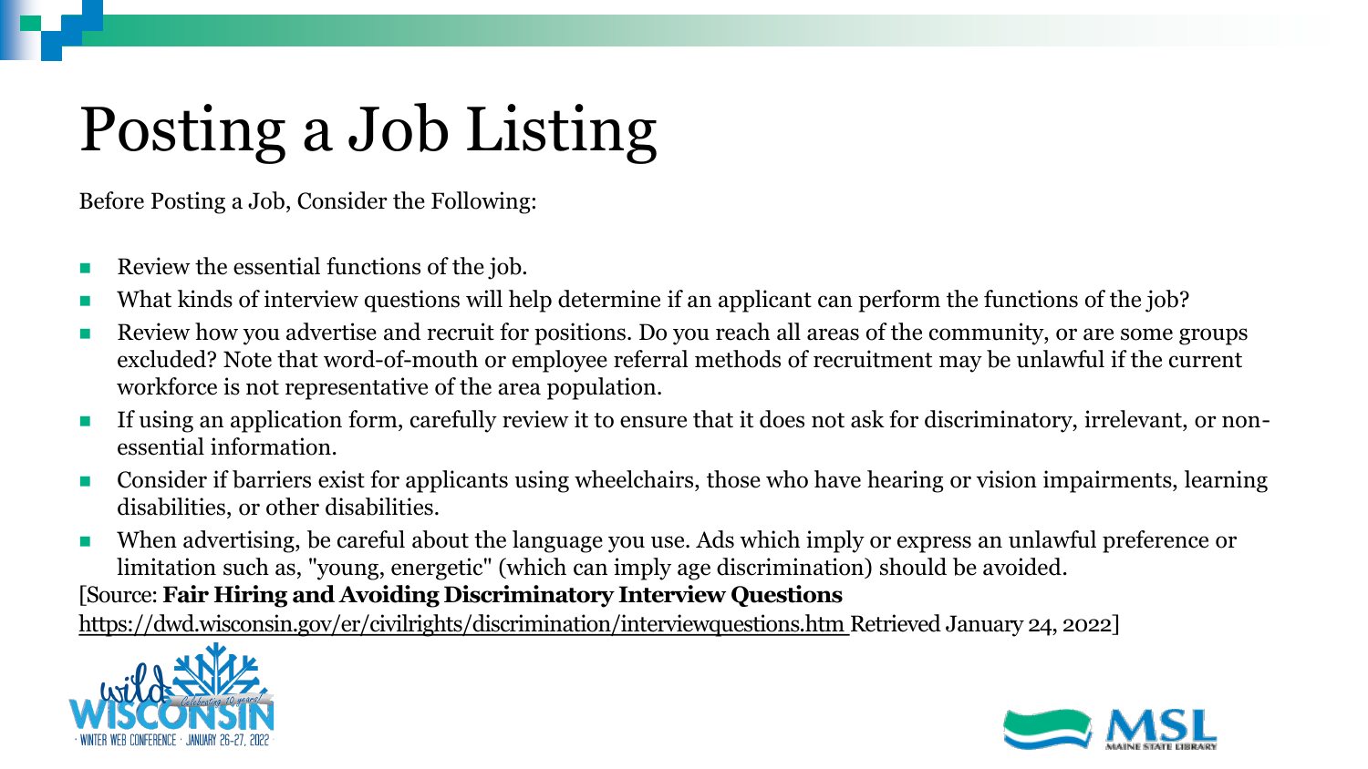# Posting a Job Listing

Before Posting a Job, Consider the Following:

- Review the essential functions of the job.
- What kinds of interview questions will help determine if an applicant can perform the functions of the job?
- Review how you advertise and recruit for positions. Do you reach all areas of the community, or are some groups excluded? Note that word-of-mouth or employee referral methods of recruitment may be unlawful if the current workforce is not representative of the area population.
- If using an application form, carefully review it to ensure that it does not ask for discriminatory, irrelevant, or non-essential information.
- Consider if barriers exist for applicants using wheelchairs, those who have hearing or vision impairments, learning disabilities, or other disabilities.
- When advertising, be careful about the language you use. Ads which imply or express an unlawful preference or limitation such as, "young, energetic" (which can imply age discrimination) should be avoided.

[Source: **Fair Hiring and Avoiding Discriminatory Interview Questions**
https://dwd.wisconsin.gov/er/civilrights/discrimination/interviewquestions.htm Retrieved January 24, 2022]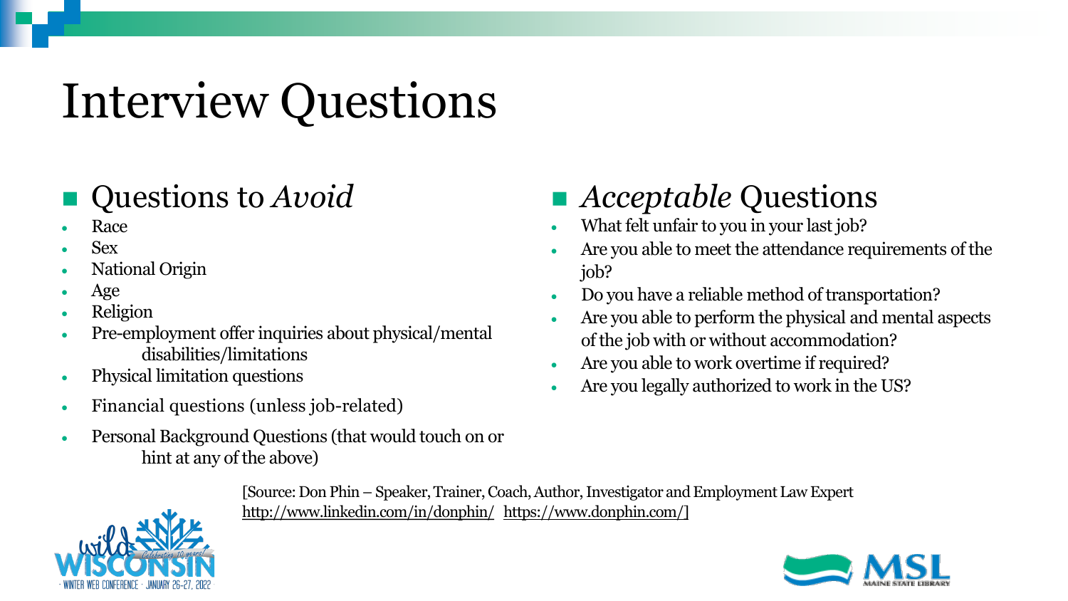# Interview Questions

## Questions to *Avoid*

- Race
- Sex
- National Origin
- Age
- Religion
- Pre-employment offer inquiries about physical/mental disabilities/limitations
- Physical limitation questions
- Financial questions (unless job-related)
- Personal Background Questions (that would touch on or hint at any of the above)

## *Acceptable* Questions

- What felt unfair to you in your last job?
- Are you able to meet the attendance requirements of the job?
- Do you have a reliable method of transportation?
- Are you able to perform the physical and mental aspects of the job with or without accommodation?
- Are you able to work overtime if required?
- Are you legally authorized to work in the US?

[Source: Don Phin – Speaker, Trainer, Coach, Author, Investigator and Employment Law Expert http://www.linkedin.com/in/donphin/ https://www.donphin.com/]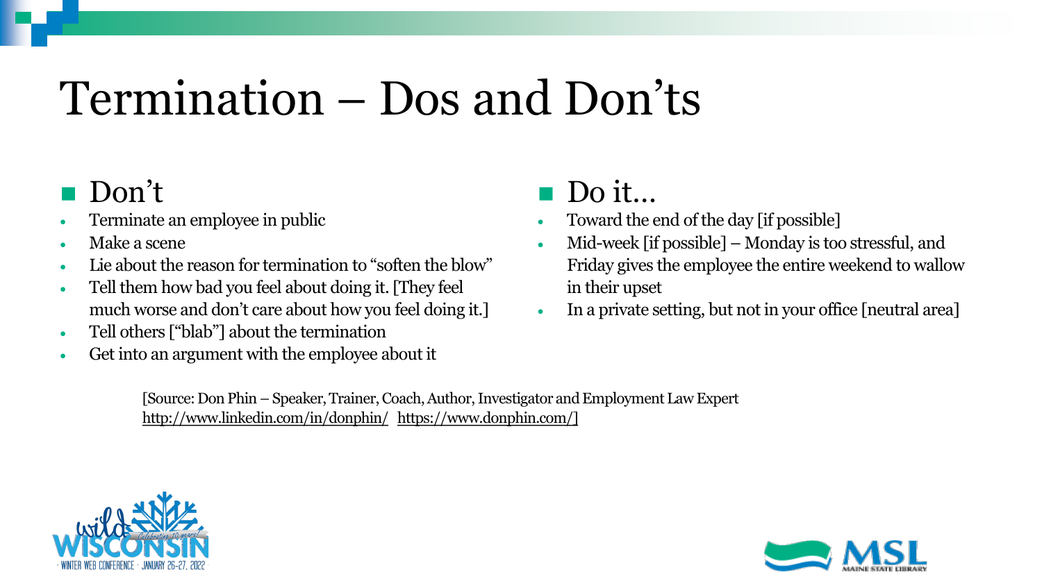# Termination – Dos and Don'ts

## Don't

- Terminate an employee in public
- Make a scene
- Lie about the reason for termination to "soften the blow"
- Tell them how bad you feel about doing it. [They feel much worse and don't care about how you feel doing it.]
- Tell others ["blab"] about the termination
- Get into an argument with the employee about it

## Do it…

- Toward the end of the day [if possible]
- Mid-week [if possible] – Monday is too stressful, and Friday gives the employee the entire weekend to wallow in their upset
- In a private setting, but not in your office [neutral area]

[Source: Don Phin – Speaker, Trainer, Coach, Author, Investigator and Employment Law Expert http://www.linkedin.com/in/donphin/ https://www.donphin.com/]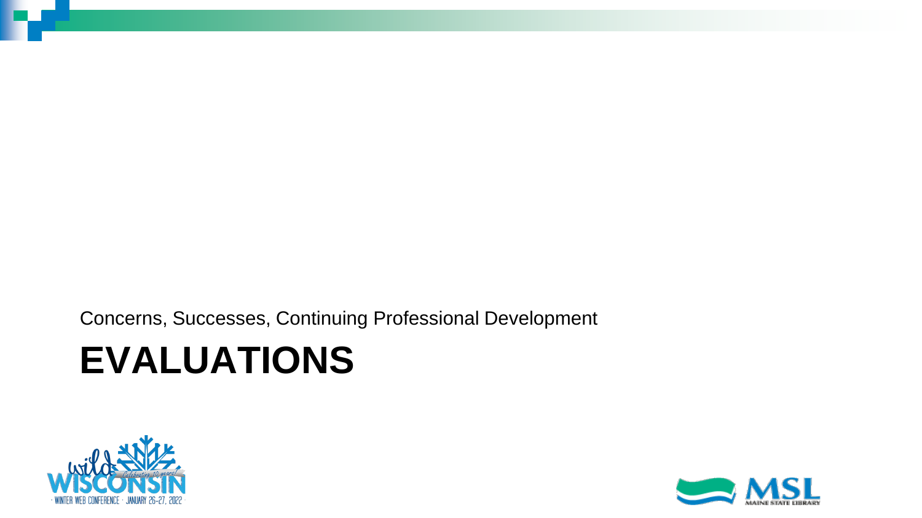Concerns, Successes, Continuing Professional Development

# EVALUATIONS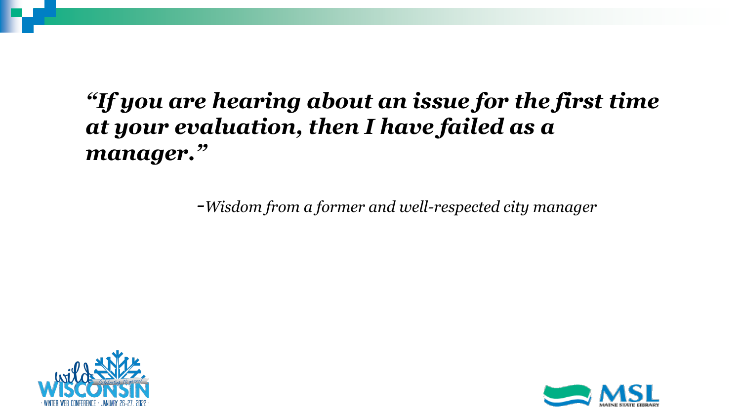***"If you are hearing about an issue for the first time at your evaluation, then I have failed as a manager."***

*-Wisdom from a former and well-respected city manager*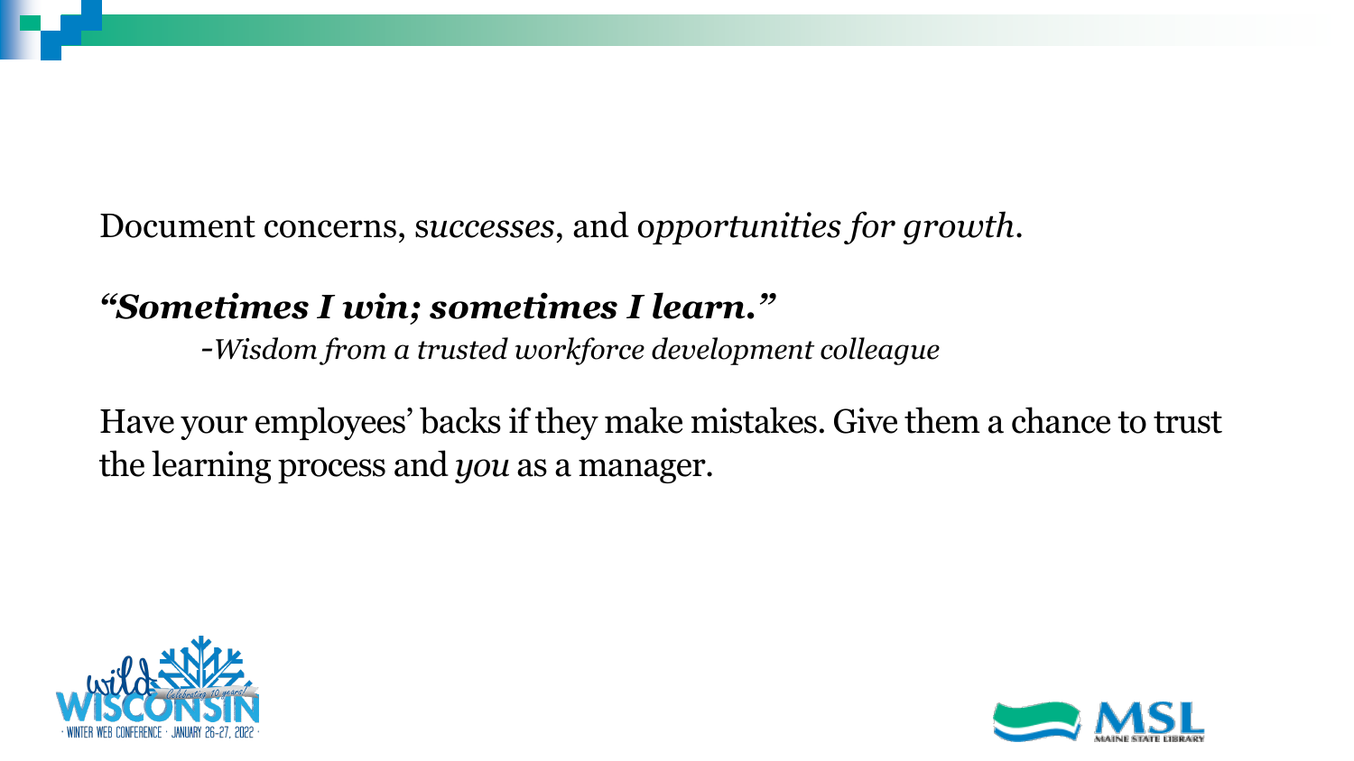Document concerns, s*uccesses*, and o*pportunities for growth*.

***"Sometimes I win; sometimes I learn."***

-*Wisdom from a trusted workforce development colleague*

Have your employees' backs if they make mistakes. Give them a chance to trust the learning process and *you* as a manager.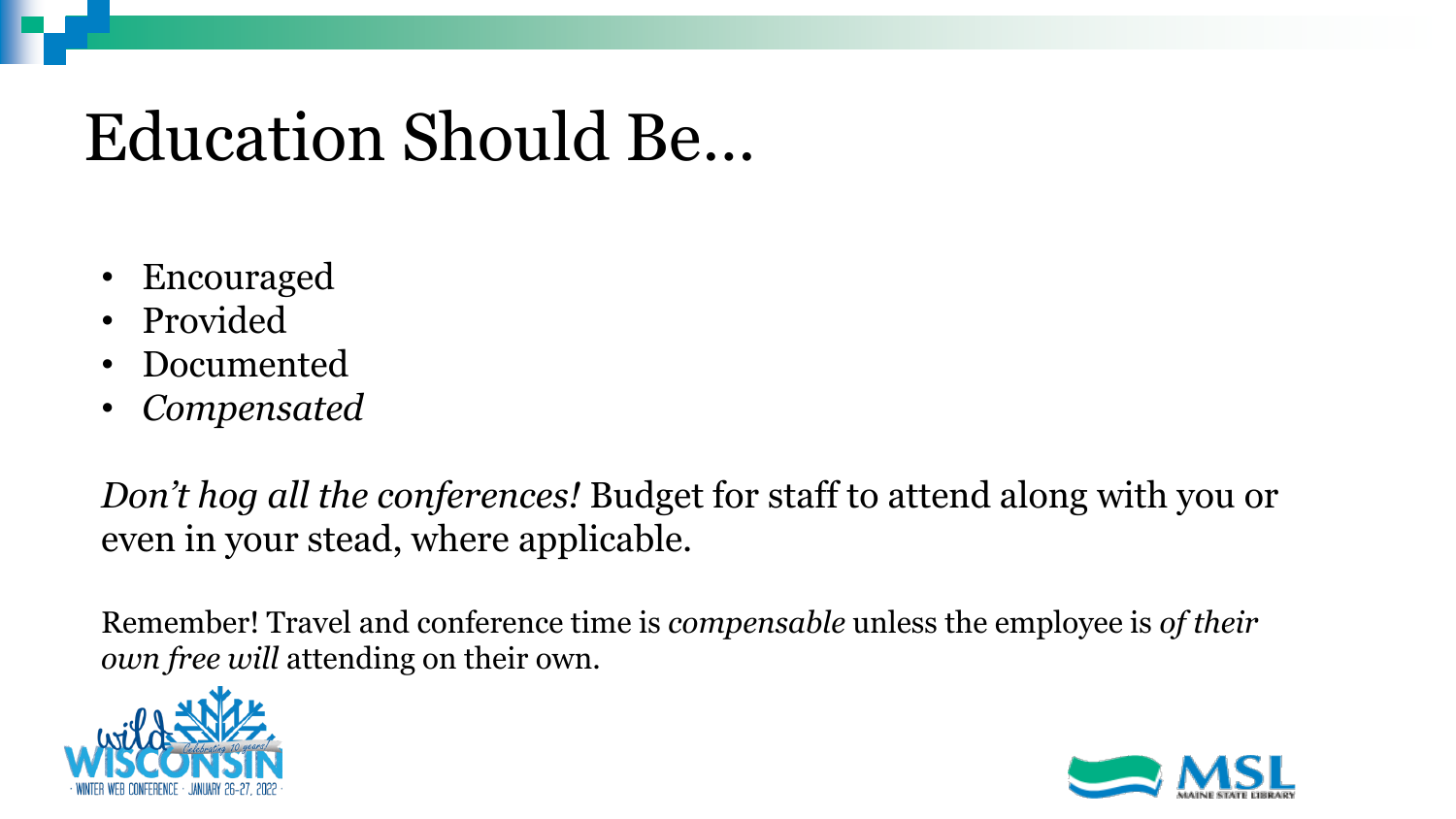# Education Should Be…

- Encouraged
- Provided
- Documented
- *Compensated*

*Don't hog all the conferences!* Budget for staff to attend along with you or even in your stead, where applicable.

Remember! Travel and conference time is *compensable* unless the employee is *of their own free will* attending on their own.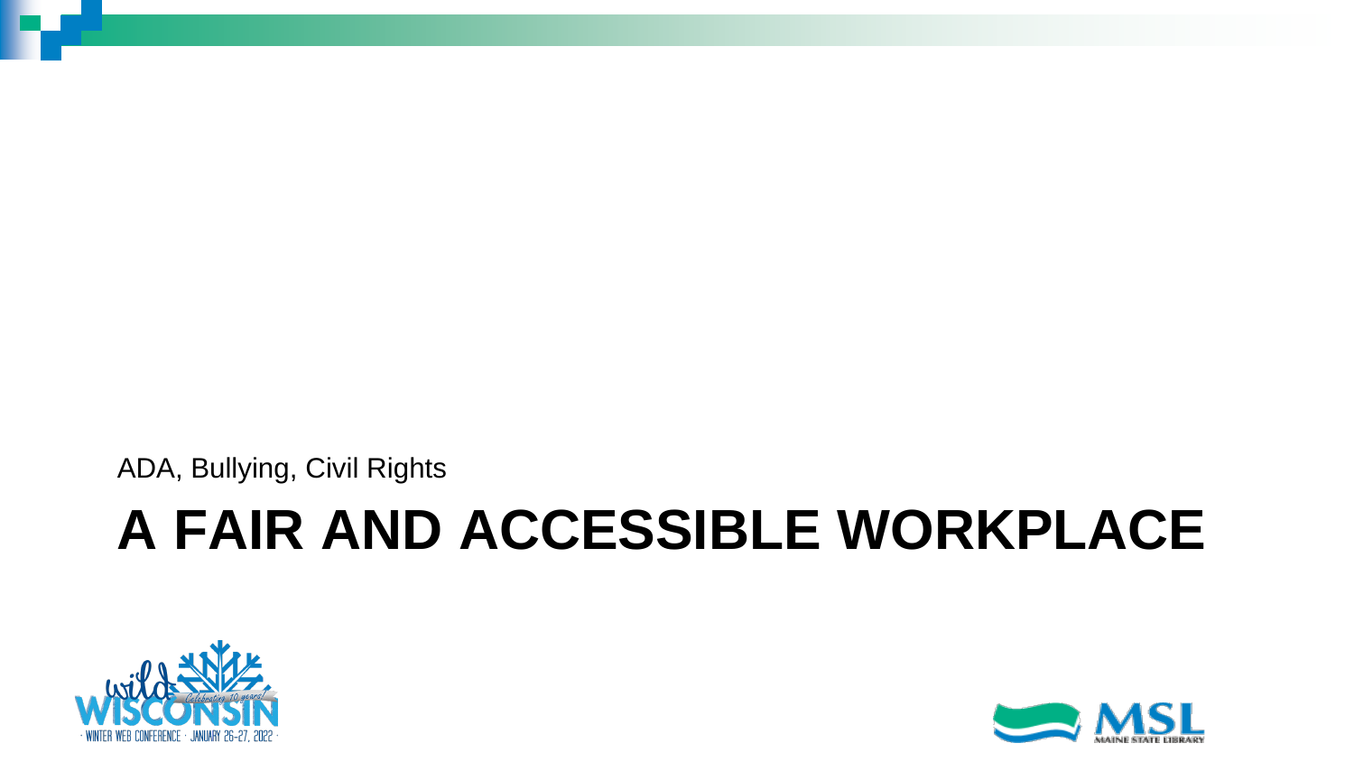ADA, Bullying, Civil Rights

# A FAIR AND ACCESSIBLE WORKPLACE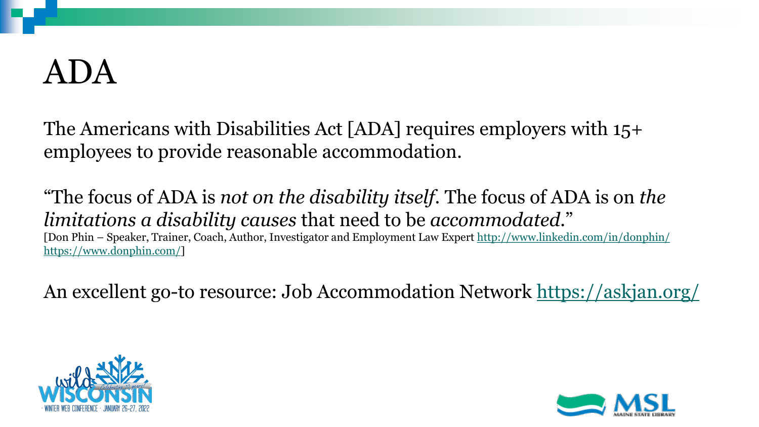# ADA

The Americans with Disabilities Act [ADA] requires employers with 15+ employees to provide reasonable accommodation.

"The focus of ADA is *not on the disability itself*. The focus of ADA is on *the limitations a disability causes* that need to be *accommodated*."
[Don Phin – Speaker, Trainer, Coach, Author, Investigator and Employment Law Expert http://www.linkedin.com/in/donphin/ https://www.donphin.com/]

An excellent go-to resource: Job Accommodation Network https://askjan.org/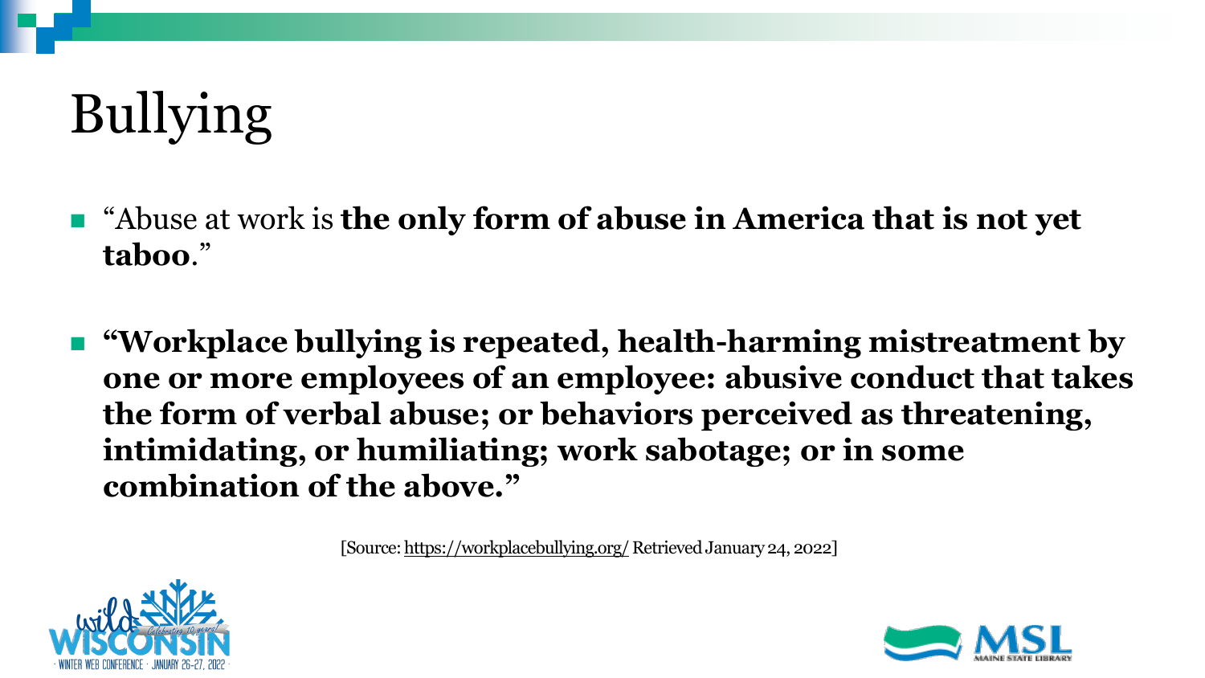# Bullying

- "Abuse at work is **the only form of abuse in America that is not yet taboo**."

- **"Workplace bullying is repeated, health-harming mistreatment by one or more employees of an employee: abusive conduct that takes the form of verbal abuse; or behaviors perceived as threatening, intimidating, or humiliating; work sabotage; or in some combination of the above."**

[Source: https://workplacebullying.org/ Retrieved January 24, 2022]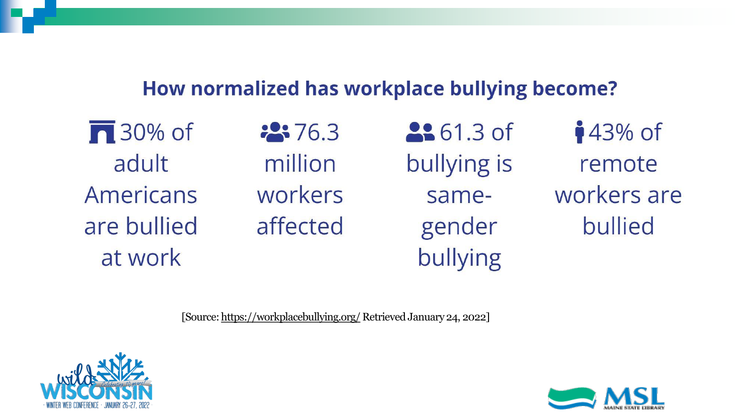## How normalized has workplace bullying become?

- 30% of adult Americans are bullied at work
- 76.3 million workers affected
- 61.3 of bullying is same-gender bullying
- 43% of remote workers are bullied

[Source: https://workplacebullying.org/ Retrieved January 24, 2022]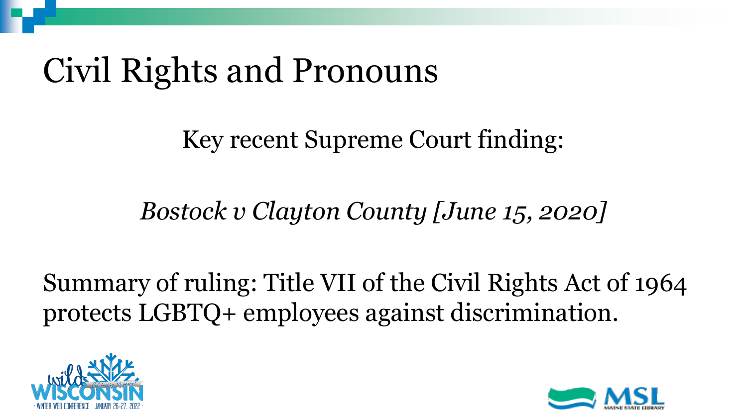# Civil Rights and Pronouns

Key recent Supreme Court finding:

*Bostock v Clayton County [June 15, 2020]*

Summary of ruling: Title VII of the Civil Rights Act of 1964 protects LGBTQ+ employees against discrimination.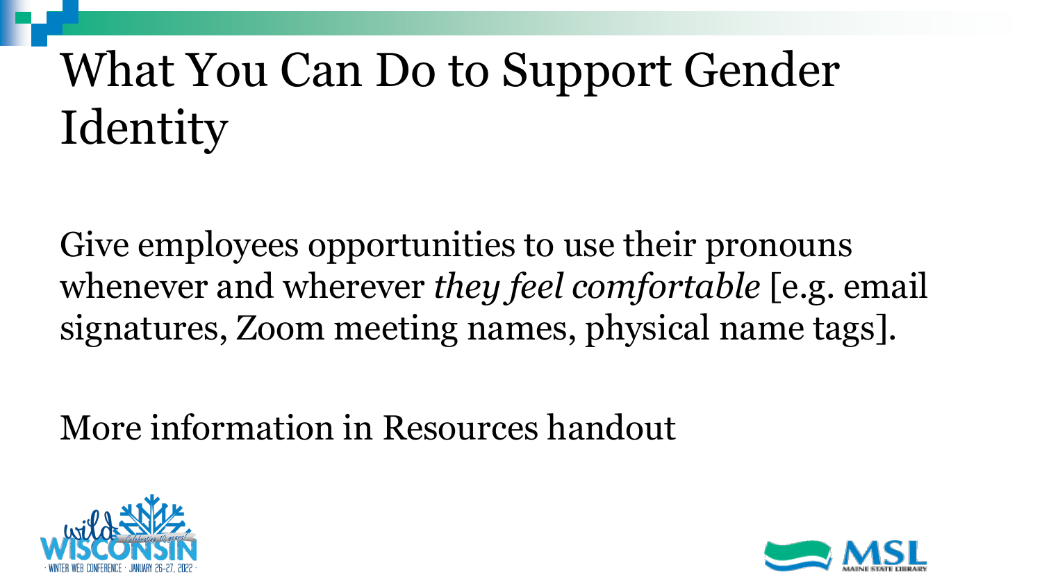# What You Can Do to Support Gender Identity

Give employees opportunities to use their pronouns whenever and wherever *they feel comfortable* [e.g. email signatures, Zoom meeting names, physical name tags].

More information in Resources handout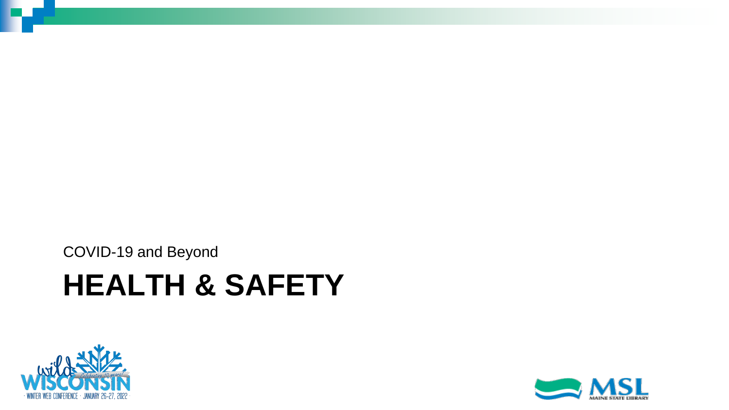COVID-19 and Beyond

# HEALTH & SAFETY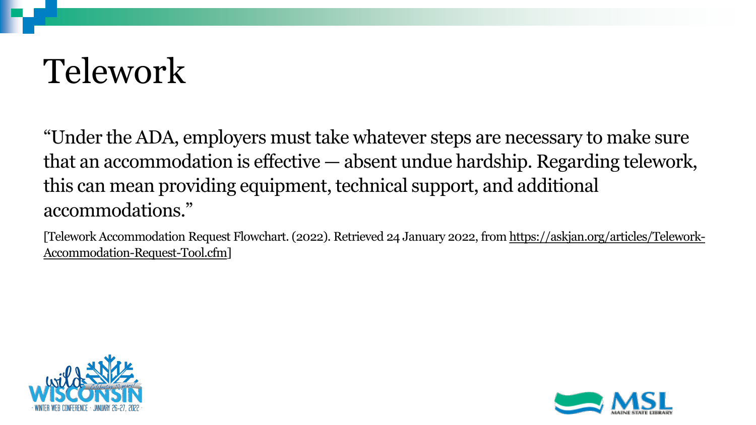# Telework

"Under the ADA, employers must take whatever steps are necessary to make sure that an accommodation is effective — absent undue hardship. Regarding telework, this can mean providing equipment, technical support, and additional accommodations."

[Telework Accommodation Request Flowchart. (2022). Retrieved 24 January 2022, from https://askjan.org/articles/Telework-Accommodation-Request-Tool.cfm]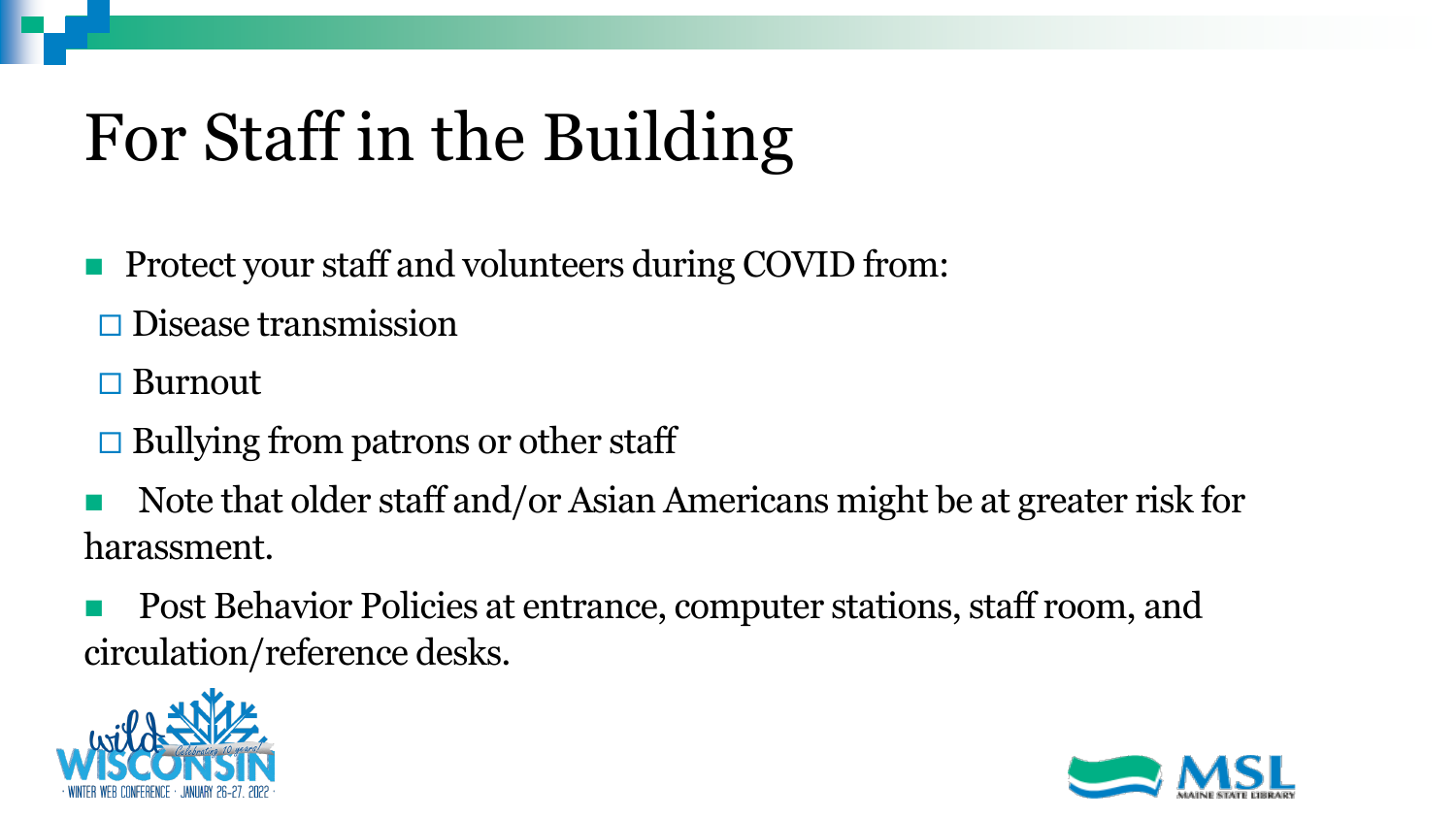# For Staff in the Building

- Protect your staff and volunteers during COVID from:
  - Disease transmission
  - Burnout
  - Bullying from patrons or other staff
- Note that older staff and/or Asian Americans might be at greater risk for harassment.
- Post Behavior Policies at entrance, computer stations, staff room, and circulation/reference desks.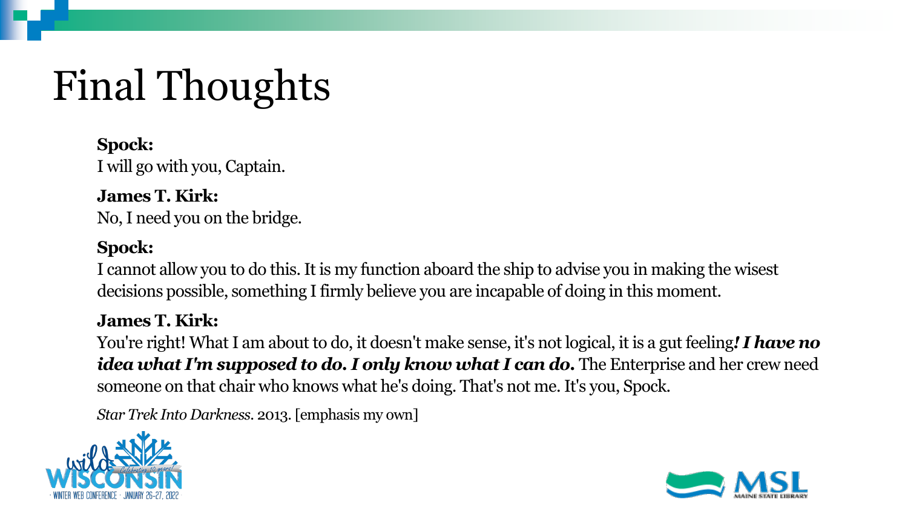# Final Thoughts

**Spock:**
I will go with you, Captain.

**James T. Kirk:**
No, I need you on the bridge.

**Spock:**
I cannot allow you to do this. It is my function aboard the ship to advise you in making the wisest decisions possible, something I firmly believe you are incapable of doing in this moment.

**James T. Kirk:**
You're right! What I am about to do, it doesn't make sense, it's not logical, it is a gut feeling***! I have no idea what I'm supposed to do. I only know what I can do.*** The Enterprise and her crew need someone on that chair who knows what he's doing. That's not me. It's you, Spock.

*Star Trek Into Darkness*. 2013. [emphasis my own]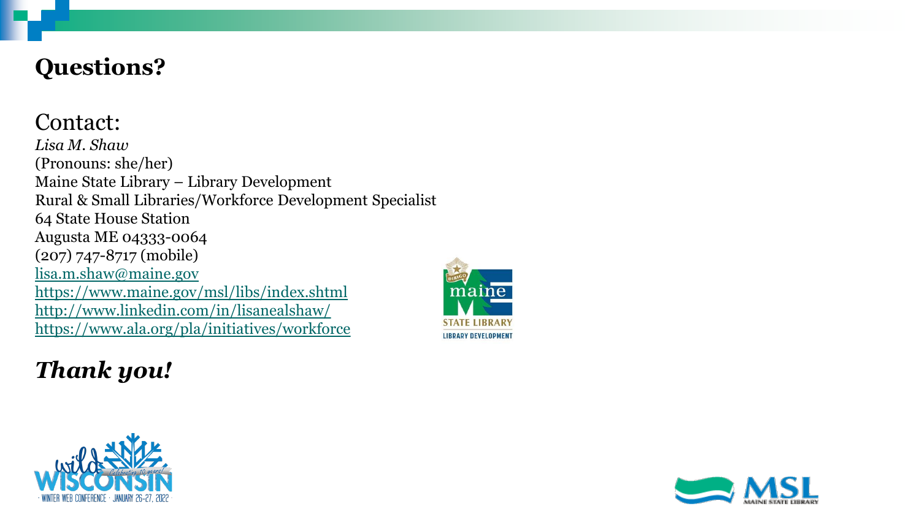## Questions?

Contact:

*Lisa M. Shaw*
(Pronouns: she/her)
Maine State Library – Library Development
Rural & Small Libraries/Workforce Development Specialist
64 State House Station
Augusta ME 04333-0064
(207) 747-8717 (mobile)
lisa.m.shaw@maine.gov
https://www.maine.gov/msl/libs/index.shtml
http://www.linkedin.com/in/lisanealshaw/
https://www.ala.org/pla/initiatives/workforce

## *Thank you!*